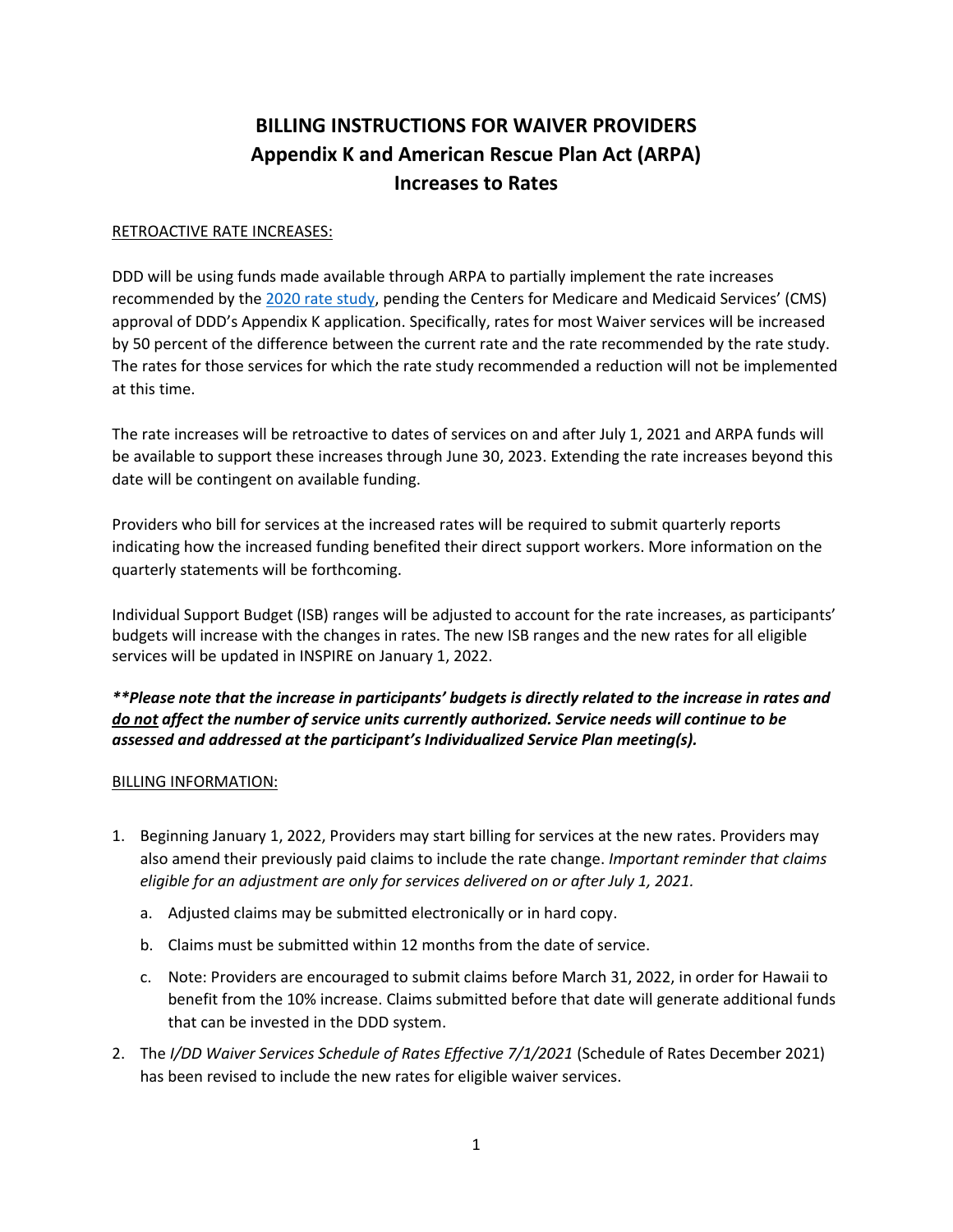# BILLING INSTRUCTIONS FOR WAIVER PROVIDERS
# Appendix K and American Rescue Plan Act (ARPA)
# Increases to Rates

RETROACTIVE RATE INCREASES:

DDD will be using funds made available through ARPA to partially implement the rate increases recommended by the 2020 rate study, pending the Centers for Medicare and Medicaid Services' (CMS) approval of DDD's Appendix K application. Specifically, rates for most Waiver services will be increased by 50 percent of the difference between the current rate and the rate recommended by the rate study. The rates for those services for which the rate study recommended a reduction will not be implemented at this time.

The rate increases will be retroactive to dates of services on and after July 1, 2021 and ARPA funds will be available to support these increases through June 30, 2023. Extending the rate increases beyond this date will be contingent on available funding.

Providers who bill for services at the increased rates will be required to submit quarterly reports indicating how the increased funding benefited their direct support workers. More information on the quarterly statements will be forthcoming.

Individual Support Budget (ISB) ranges will be adjusted to account for the rate increases, as participants' budgets will increase with the changes in rates. The new ISB ranges and the new rates for all eligible services will be updated in INSPIRE on January 1, 2022.

***\*\*Please note that the increase in participants' budgets is directly related to the increase in rates and <u>do not</u> affect the number of service units currently authorized. Service needs will continue to be assessed and addressed at the participant's Individualized Service Plan meeting(s).***

BILLING INFORMATION:

1. Beginning January 1, 2022, Providers may start billing for services at the new rates. Providers may also amend their previously paid claims to include the rate change. *Important reminder that claims eligible for an adjustment are only for services delivered on or after July 1, 2021.*
   a. Adjusted claims may be submitted electronically or in hard copy.
   b. Claims must be submitted within 12 months from the date of service.
   c. Note: Providers are encouraged to submit claims before March 31, 2022, in order for Hawaii to benefit from the 10% increase. Claims submitted before that date will generate additional funds that can be invested in the DDD system.
2. The *I/DD Waiver Services Schedule of Rates Effective 7/1/2021* (Schedule of Rates December 2021) has been revised to include the new rates for eligible waiver services.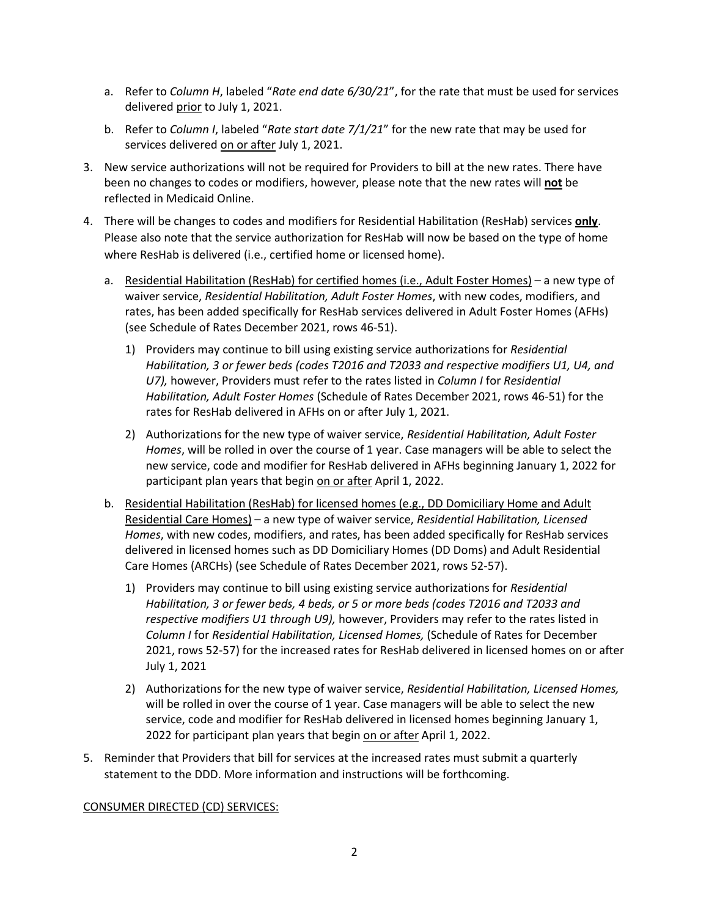a. Refer to *Column H*, labeled "*Rate end date 6/30/21*", for the rate that must be used for services delivered prior to July 1, 2021.

   b. Refer to *Column I*, labeled "*Rate start date 7/1/21*" for the new rate that may be used for services delivered on or after July 1, 2021.

3. New service authorizations will not be required for Providers to bill at the new rates. There have been no changes to codes or modifiers, however, please note that the new rates will **not** be reflected in Medicaid Online.

4. There will be changes to codes and modifiers for Residential Habilitation (ResHab) services **only**. Please also note that the service authorization for ResHab will now be based on the type of home where ResHab is delivered (i.e., certified home or licensed home).

   a. Residential Habilitation (ResHab) for certified homes (i.e., Adult Foster Homes) – a new type of waiver service, *Residential Habilitation, Adult Foster Homes*, with new codes, modifiers, and rates, has been added specifically for ResHab services delivered in Adult Foster Homes (AFHs) (see Schedule of Rates December 2021, rows 46-51).

      1) Providers may continue to bill using existing service authorizations for *Residential Habilitation, 3 or fewer beds (codes T2016 and T2033 and respective modifiers U1, U4, and U7),* however, Providers must refer to the rates listed in *Column I* for *Residential Habilitation, Adult Foster Homes* (Schedule of Rates December 2021, rows 46-51) for the rates for ResHab delivered in AFHs on or after July 1, 2021.

      2) Authorizations for the new type of waiver service, *Residential Habilitation, Adult Foster Homes*, will be rolled in over the course of 1 year. Case managers will be able to select the new service, code and modifier for ResHab delivered in AFHs beginning January 1, 2022 for participant plan years that begin on or after April 1, 2022.

   b. Residential Habilitation (ResHab) for licensed homes (e.g., DD Domiciliary Home and Adult Residential Care Homes) – a new type of waiver service, *Residential Habilitation, Licensed Homes*, with new codes, modifiers, and rates, has been added specifically for ResHab services delivered in licensed homes such as DD Domiciliary Homes (DD Doms) and Adult Residential Care Homes (ARCHs) (see Schedule of Rates December 2021, rows 52-57).

      1) Providers may continue to bill using existing service authorizations for *Residential Habilitation, 3 or fewer beds, 4 beds, or 5 or more beds (codes T2016 and T2033 and respective modifiers U1 through U9),* however, Providers may refer to the rates listed in *Column I* for *Residential Habilitation, Licensed Homes,* (Schedule of Rates for December 2021, rows 52-57) for the increased rates for ResHab delivered in licensed homes on or after July 1, 2021

      2) Authorizations for the new type of waiver service, *Residential Habilitation, Licensed Homes,* will be rolled in over the course of 1 year. Case managers will be able to select the new service, code and modifier for ResHab delivered in licensed homes beginning January 1, 2022 for participant plan years that begin on or after April 1, 2022.

5. Reminder that Providers that bill for services at the increased rates must submit a quarterly statement to the DDD. More information and instructions will be forthcoming.

CONSUMER DIRECTED (CD) SERVICES: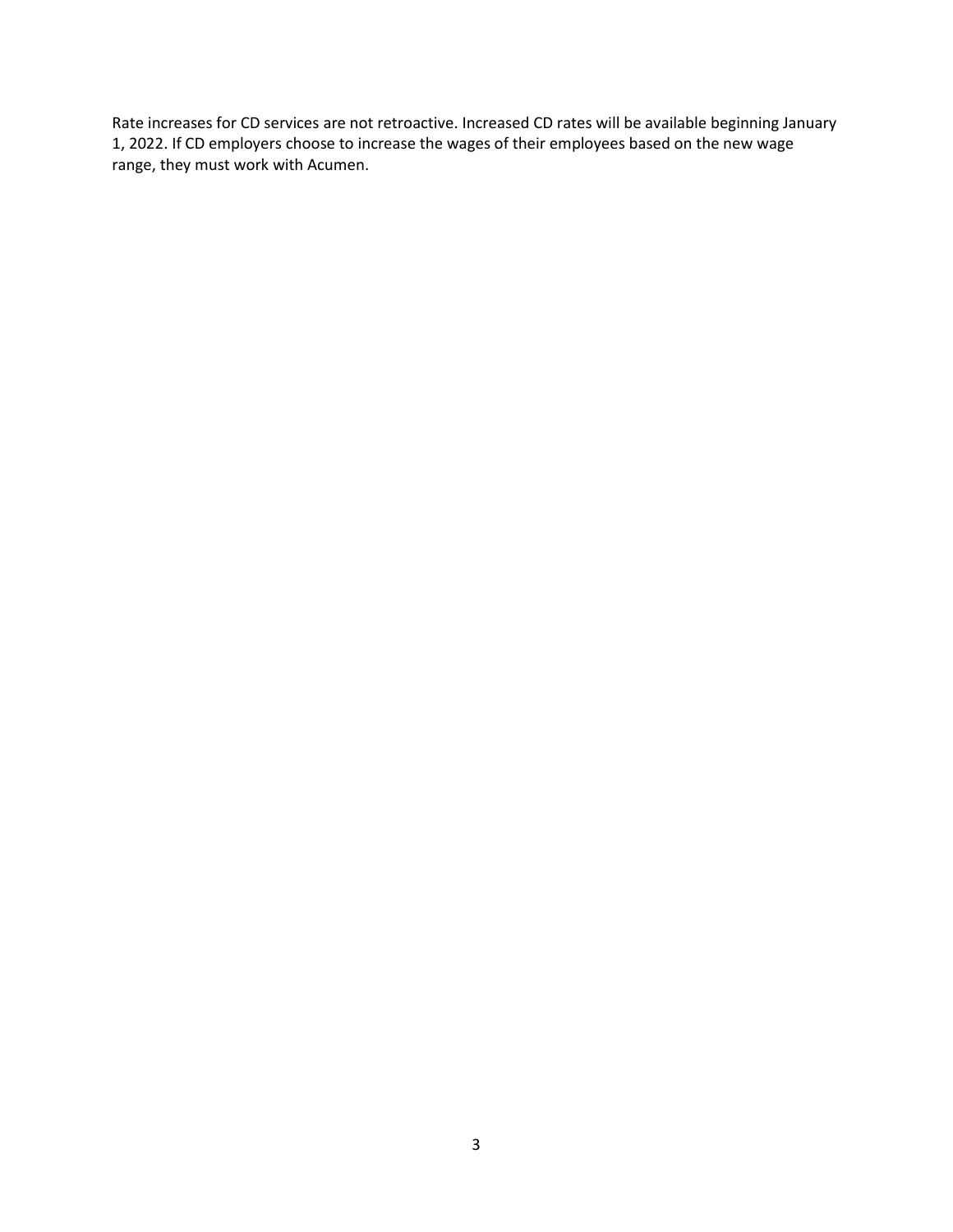Rate increases for CD services are not retroactive. Increased CD rates will be available beginning January 1, 2022. If CD employers choose to increase the wages of their employees based on the new wage range, they must work with Acumen.